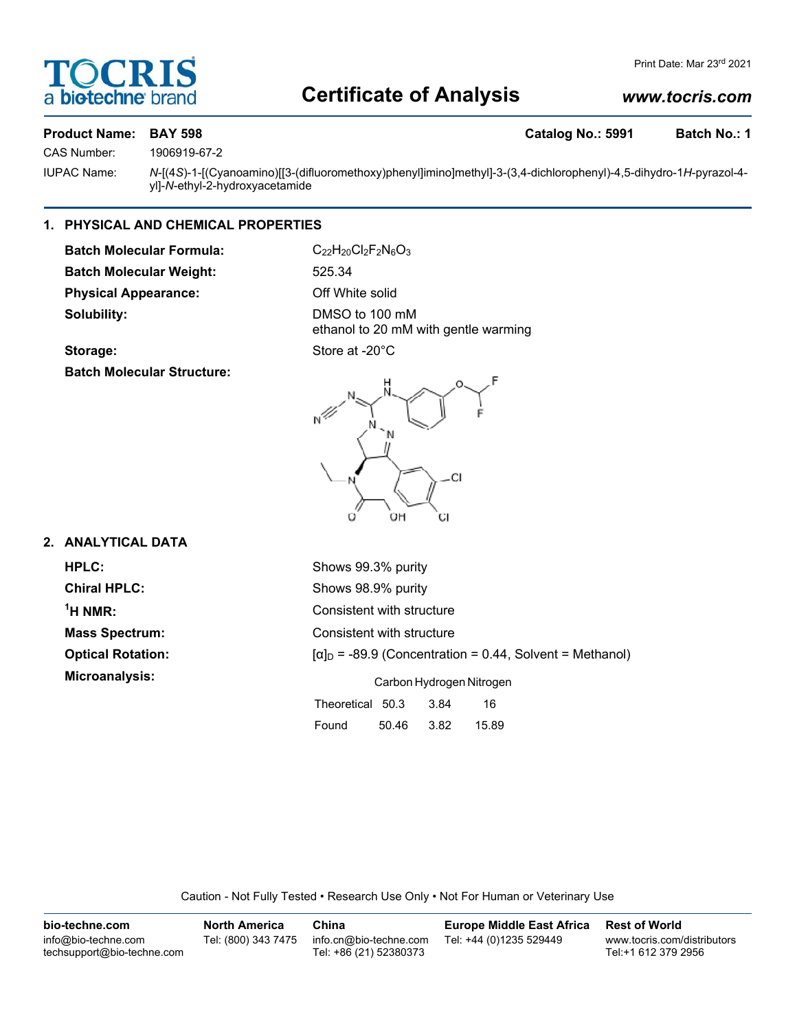# Certificate of Analysis

www.tocris.com

Print Date: Mar 23rd 2021

**Product Name: BAY 598** **Catalog No.: 5991** **Batch No.: 1**

CAS Number: 1906919-67-2

IUPAC Name: *N*-[(4*S*)-1-[(Cyanoamino)[[3-(difluoromethoxy)phenyl]imino]methyl]-3-(3,4-dichlorophenyl)-4,5-dihydro-1*H*-pyrazol-4-yl]-*N*-ethyl-2-hydroxyacetamide

## 1. PHYSICAL AND CHEMICAL PROPERTIES

**Batch Molecular Formula:** $C_{22}H_{20}Cl_2F_2N_6O_3$

**Batch Molecular Weight:** 525.34

**Physical Appearance:** Off White solid

**Solubility:** DMSO to 100 mM
ethanol to 20 mM with gentle warming

**Storage:** Store at -20°C

**Batch Molecular Structure:**

## 2. ANALYTICAL DATA

**HPLC:** Shows 99.3% purity

**Chiral HPLC:** Shows 98.9% purity

**$^1$H NMR:** Consistent with structure

**Mass Spectrum:** Consistent with structure

**Optical Rotation:** $[\alpha]_D$ = -89.9 (Concentration = 0.44, Solvent = Methanol)

**Microanalysis:**

| | Carbon | Hydrogen | Nitrogen |
|---|---|---|---|
| Theoretical | 50.3 | 3.84 | 16 |
| Found | 50.46 | 3.82 | 15.89 |

Caution - Not Fully Tested • Research Use Only • Not For Human or Veterinary Use

**bio-techne.com**
info@bio-techne.com
techsupport@bio-techne.com

**North America**
Tel: (800) 343 7475

**China**
info.cn@bio-techne.com
Tel: +86 (21) 52380373

**Europe Middle East Africa**
Tel: +44 (0)1235 529449

**Rest of World**
www.tocris.com/distributors
Tel:+1 612 379 2956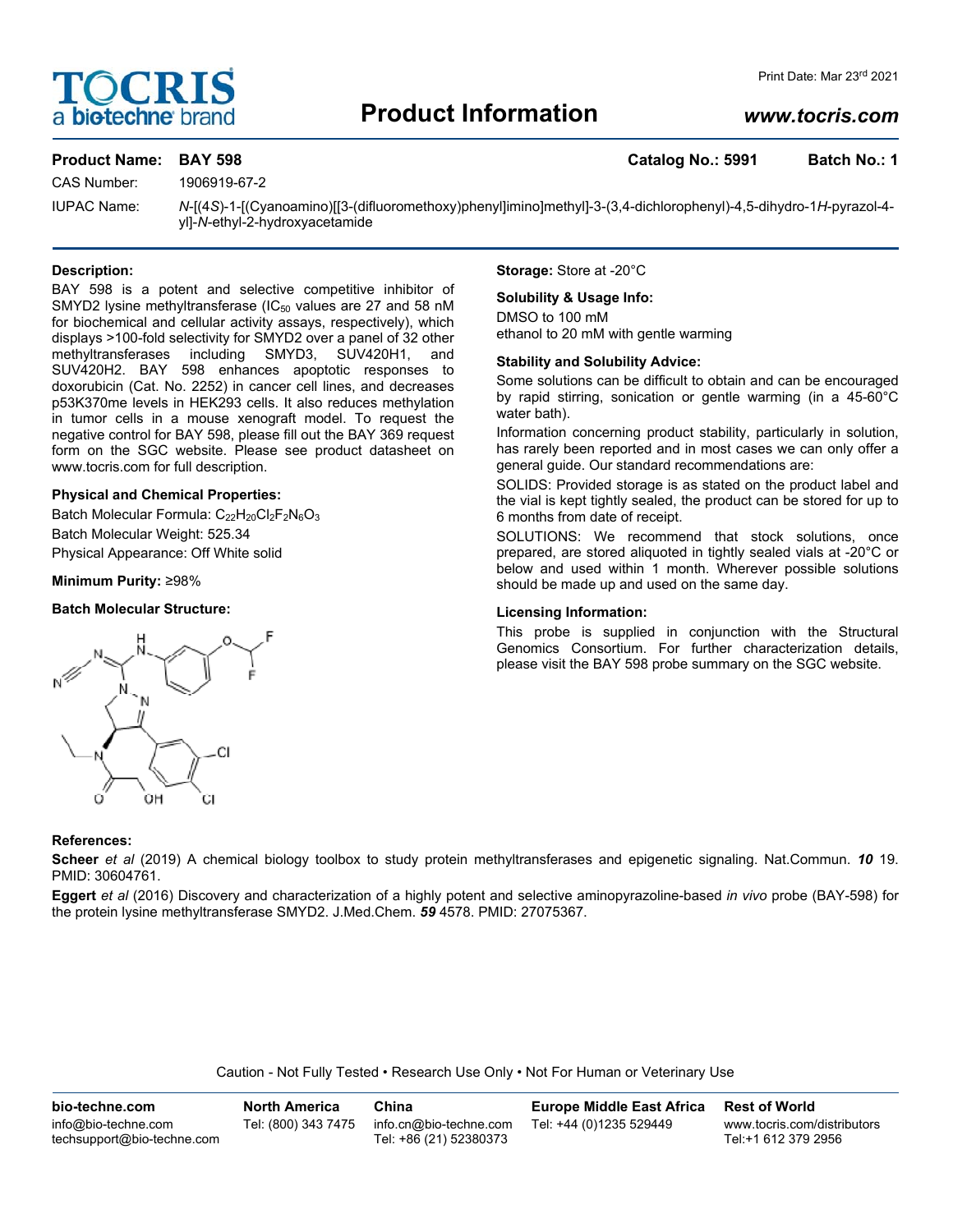# Product Information

**www.tocris.com**

Print Date: Mar 23rd 2021

**Product Name: BAY 598** **Catalog No.: 5991** **Batch No.: 1**

CAS Number: 1906919-67-2

IUPAC Name: *N*-[(4*S*)-1-[(Cyanoamino)[[3-(difluoromethoxy)phenyl]imino]methyl]-3-(3,4-dichlorophenyl)-4,5-dihydro-1*H*-pyrazol-4-yl]-*N*-ethyl-2-hydroxyacetamide

### Description:

BAY 598 is a potent and selective competitive inhibitor of SMYD2 lysine methyltransferase ($IC_{50}$ values are 27 and 58 nM for biochemical and cellular activity assays, respectively), which displays >100-fold selectivity for SMYD2 over a panel of 32 other methyltransferases including SMYD3, SUV420H1, and SUV420H2. BAY 598 enhances apoptotic responses to doxorubicin (Cat. No. 2252) in cancer cell lines, and decreases p53K370me levels in HEK293 cells. It also reduces methylation in tumor cells in a mouse xenograft model. To request the negative control for BAY 598, please fill out the BAY 369 request form on the SGC website. Please see product datasheet on www.tocris.com for full description.

### Physical and Chemical Properties:

Batch Molecular Formula: $C_{22}H_{20}Cl_2F_2N_6O_3$

Batch Molecular Weight: 525.34

Physical Appearance: Off White solid

**Minimum Purity:** ≥98%

### Batch Molecular Structure:

### Storage: Store at -20°C

### Solubility & Usage Info:

DMSO to 100 mM

ethanol to 20 mM with gentle warming

### Stability and Solubility Advice:

Some solutions can be difficult to obtain and can be encouraged by rapid stirring, sonication or gentle warming (in a 45-60°C water bath).

Information concerning product stability, particularly in solution, has rarely been reported and in most cases we can only offer a general guide. Our standard recommendations are:

SOLIDS: Provided storage is as stated on the product label and the vial is kept tightly sealed, the product can be stored for up to 6 months from date of receipt.

SOLUTIONS: We recommend that stock solutions, once prepared, are stored aliquoted in tightly sealed vials at -20°C or below and used within 1 month. Wherever possible solutions should be made up and used on the same day.

### Licensing Information:

This probe is supplied in conjunction with the Structural Genomics Consortium. For further characterization details, please visit the BAY 598 probe summary on the SGC website.

### References:

**Scheer** *et al* (2019) A chemical biology toolbox to study protein methyltransferases and epigenetic signaling. Nat.Commun. ***10*** 19. PMID: 30604761.

**Eggert** *et al* (2016) Discovery and characterization of a highly potent and selective aminopyrazoline-based *in vivo* probe (BAY-598) for the protein lysine methyltransferase SMYD2. J.Med.Chem. ***59*** 4578. PMID: 27075367.

Caution - Not Fully Tested • Research Use Only • Not For Human or Veterinary Use

| bio-techne.com | North America | China | Europe Middle East Africa | Rest of World |
| --- | --- | --- | --- | --- |
| info@bio-techne.com<br>techsupport@bio-techne.com | Tel: (800) 343 7475 | info.cn@bio-techne.com<br>Tel: +86 (21) 52380373 | Tel: +44 (0)1235 529449 | www.tocris.com/distributors<br>Tel:+1 612 379 2956 |